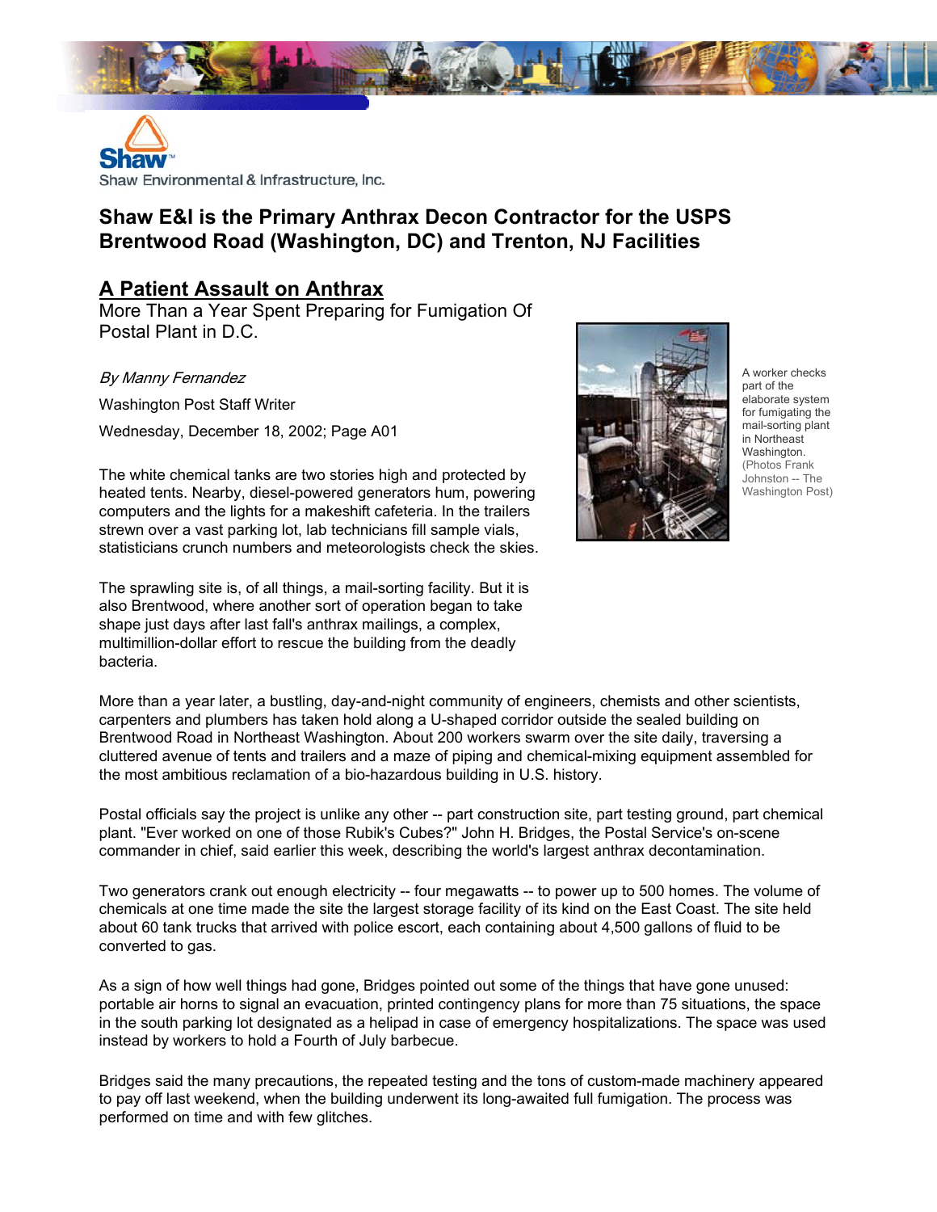Shaw Environmental & Infrastructure, Inc.

## Shaw E&I is the Primary Anthrax Decon Contractor for the USPS Brentwood Road (Washington, DC) and Trenton, NJ Facilities

## A Patient Assault on Anthrax

More Than a Year Spent Preparing for Fumigation Of Postal Plant in D.C.

*By Manny Fernandez*

Washington Post Staff Writer

Wednesday, December 18, 2002; Page A01

A worker checks part of the elaborate system for fumigating the mail-sorting plant in Northeast Washington. (Photos Frank Johnston -- The Washington Post)

The white chemical tanks are two stories high and protected by heated tents. Nearby, diesel-powered generators hum, powering computers and the lights for a makeshift cafeteria. In the trailers strewn over a vast parking lot, lab technicians fill sample vials, statisticians crunch numbers and meteorologists check the skies.

The sprawling site is, of all things, a mail-sorting facility. But it is also Brentwood, where another sort of operation began to take shape just days after last fall's anthrax mailings, a complex, multimillion-dollar effort to rescue the building from the deadly bacteria.

More than a year later, a bustling, day-and-night community of engineers, chemists and other scientists, carpenters and plumbers has taken hold along a U-shaped corridor outside the sealed building on Brentwood Road in Northeast Washington. About 200 workers swarm over the site daily, traversing a cluttered avenue of tents and trailers and a maze of piping and chemical-mixing equipment assembled for the most ambitious reclamation of a bio-hazardous building in U.S. history.

Postal officials say the project is unlike any other -- part construction site, part testing ground, part chemical plant. "Ever worked on one of those Rubik's Cubes?" John H. Bridges, the Postal Service's on-scene commander in chief, said earlier this week, describing the world's largest anthrax decontamination.

Two generators crank out enough electricity -- four megawatts -- to power up to 500 homes. The volume of chemicals at one time made the site the largest storage facility of its kind on the East Coast. The site held about 60 tank trucks that arrived with police escort, each containing about 4,500 gallons of fluid to be converted to gas.

As a sign of how well things had gone, Bridges pointed out some of the things that have gone unused: portable air horns to signal an evacuation, printed contingency plans for more than 75 situations, the space in the south parking lot designated as a helipad in case of emergency hospitalizations. The space was used instead by workers to hold a Fourth of July barbecue.

Bridges said the many precautions, the repeated testing and the tons of custom-made machinery appeared to pay off last weekend, when the building underwent its long-awaited full fumigation. The process was performed on time and with few glitches.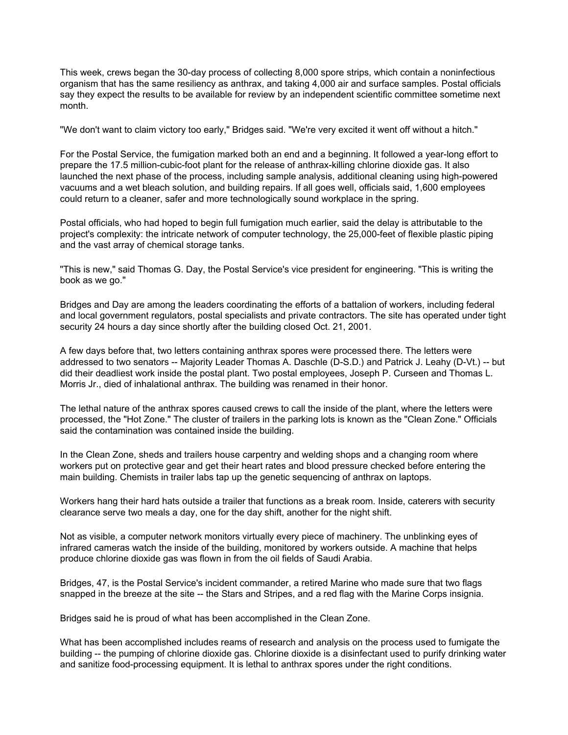This week, crews began the 30-day process of collecting 8,000 spore strips, which contain a noninfectious organism that has the same resiliency as anthrax, and taking 4,000 air and surface samples. Postal officials say they expect the results to be available for review by an independent scientific committee sometime next month.

"We don't want to claim victory too early," Bridges said. "We're very excited it went off without a hitch."

For the Postal Service, the fumigation marked both an end and a beginning. It followed a year-long effort to prepare the 17.5 million-cubic-foot plant for the release of anthrax-killing chlorine dioxide gas. It also launched the next phase of the process, including sample analysis, additional cleaning using high-powered vacuums and a wet bleach solution, and building repairs. If all goes well, officials said, 1,600 employees could return to a cleaner, safer and more technologically sound workplace in the spring.

Postal officials, who had hoped to begin full fumigation much earlier, said the delay is attributable to the project's complexity: the intricate network of computer technology, the 25,000-feet of flexible plastic piping and the vast array of chemical storage tanks.

"This is new," said Thomas G. Day, the Postal Service's vice president for engineering. "This is writing the book as we go."

Bridges and Day are among the leaders coordinating the efforts of a battalion of workers, including federal and local government regulators, postal specialists and private contractors. The site has operated under tight security 24 hours a day since shortly after the building closed Oct. 21, 2001.

A few days before that, two letters containing anthrax spores were processed there. The letters were addressed to two senators -- Majority Leader Thomas A. Daschle (D-S.D.) and Patrick J. Leahy (D-Vt.) -- but did their deadliest work inside the postal plant. Two postal employees, Joseph P. Curseen and Thomas L. Morris Jr., died of inhalational anthrax. The building was renamed in their honor.

The lethal nature of the anthrax spores caused crews to call the inside of the plant, where the letters were processed, the "Hot Zone." The cluster of trailers in the parking lots is known as the "Clean Zone." Officials said the contamination was contained inside the building.

In the Clean Zone, sheds and trailers house carpentry and welding shops and a changing room where workers put on protective gear and get their heart rates and blood pressure checked before entering the main building. Chemists in trailer labs tap up the genetic sequencing of anthrax on laptops.

Workers hang their hard hats outside a trailer that functions as a break room. Inside, caterers with security clearance serve two meals a day, one for the day shift, another for the night shift.

Not as visible, a computer network monitors virtually every piece of machinery. The unblinking eyes of infrared cameras watch the inside of the building, monitored by workers outside. A machine that helps produce chlorine dioxide gas was flown in from the oil fields of Saudi Arabia.

Bridges, 47, is the Postal Service's incident commander, a retired Marine who made sure that two flags snapped in the breeze at the site -- the Stars and Stripes, and a red flag with the Marine Corps insignia.

Bridges said he is proud of what has been accomplished in the Clean Zone.

What has been accomplished includes reams of research and analysis on the process used to fumigate the building -- the pumping of chlorine dioxide gas. Chlorine dioxide is a disinfectant used to purify drinking water and sanitize food-processing equipment. It is lethal to anthrax spores under the right conditions.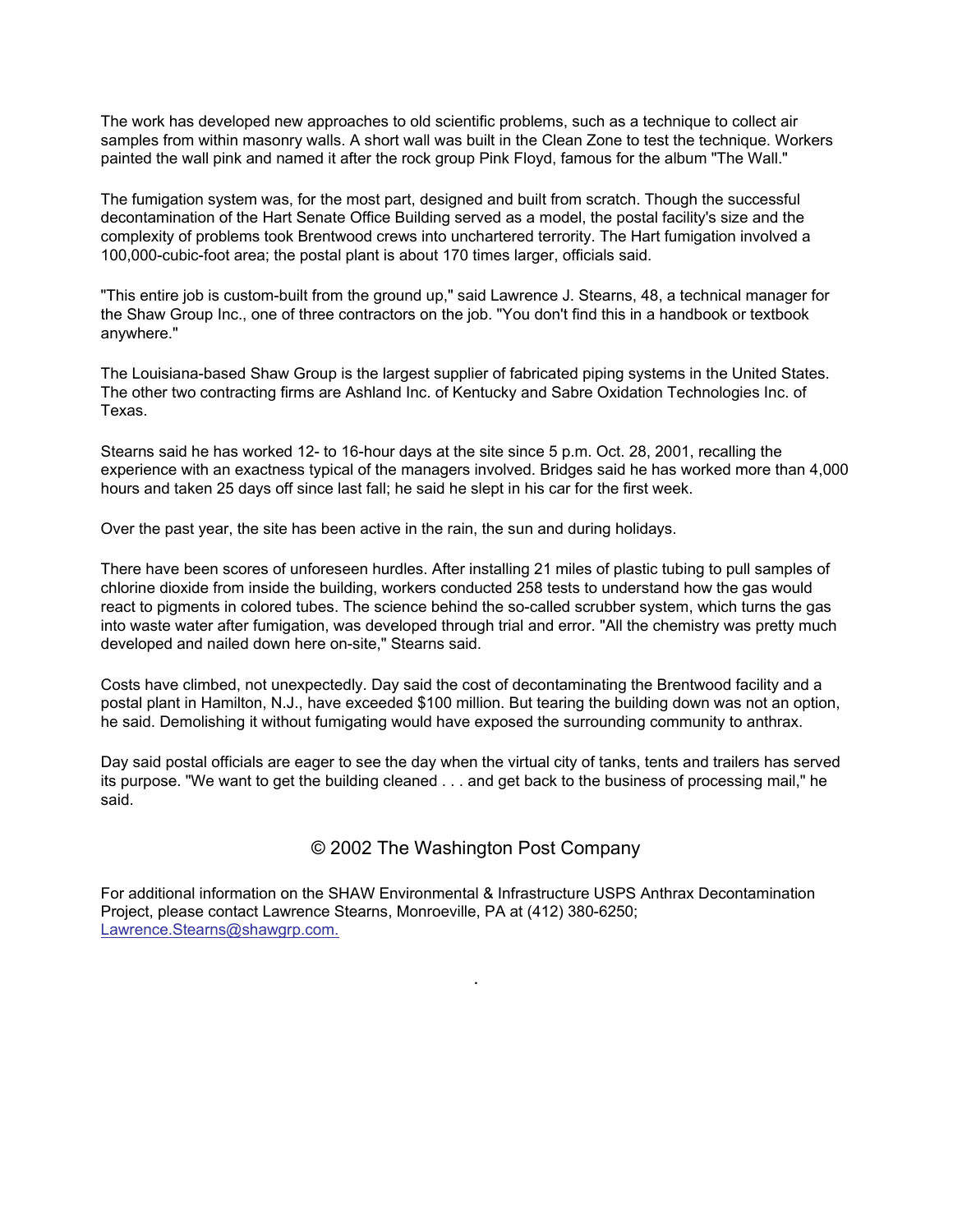The work has developed new approaches to old scientific problems, such as a technique to collect air samples from within masonry walls. A short wall was built in the Clean Zone to test the technique. Workers painted the wall pink and named it after the rock group Pink Floyd, famous for the album "The Wall."

The fumigation system was, for the most part, designed and built from scratch. Though the successful decontamination of the Hart Senate Office Building served as a model, the postal facility's size and the complexity of problems took Brentwood crews into unchartered terrority. The Hart fumigation involved a 100,000-cubic-foot area; the postal plant is about 170 times larger, officials said.

"This entire job is custom-built from the ground up," said Lawrence J. Stearns, 48, a technical manager for the Shaw Group Inc., one of three contractors on the job. "You don't find this in a handbook or textbook anywhere."

The Louisiana-based Shaw Group is the largest supplier of fabricated piping systems in the United States. The other two contracting firms are Ashland Inc. of Kentucky and Sabre Oxidation Technologies Inc. of Texas.

Stearns said he has worked 12- to 16-hour days at the site since 5 p.m. Oct. 28, 2001, recalling the experience with an exactness typical of the managers involved. Bridges said he has worked more than 4,000 hours and taken 25 days off since last fall; he said he slept in his car for the first week.

Over the past year, the site has been active in the rain, the sun and during holidays.

There have been scores of unforeseen hurdles. After installing 21 miles of plastic tubing to pull samples of chlorine dioxide from inside the building, workers conducted 258 tests to understand how the gas would react to pigments in colored tubes. The science behind the so-called scrubber system, which turns the gas into waste water after fumigation, was developed through trial and error. "All the chemistry was pretty much developed and nailed down here on-site," Stearns said.

Costs have climbed, not unexpectedly. Day said the cost of decontaminating the Brentwood facility and a postal plant in Hamilton, N.J., have exceeded $100 million. But tearing the building down was not an option, he said. Demolishing it without fumigating would have exposed the surrounding community to anthrax.

Day said postal officials are eager to see the day when the virtual city of tanks, tents and trailers has served its purpose. "We want to get the building cleaned . . . and get back to the business of processing mail," he said.

© 2002 The Washington Post Company

For additional information on the SHAW Environmental & Infrastructure USPS Anthrax Decontamination Project, please contact Lawrence Stearns, Monroeville, PA at (412) 380-6250; Lawrence.Stearns@shawgrp.com.